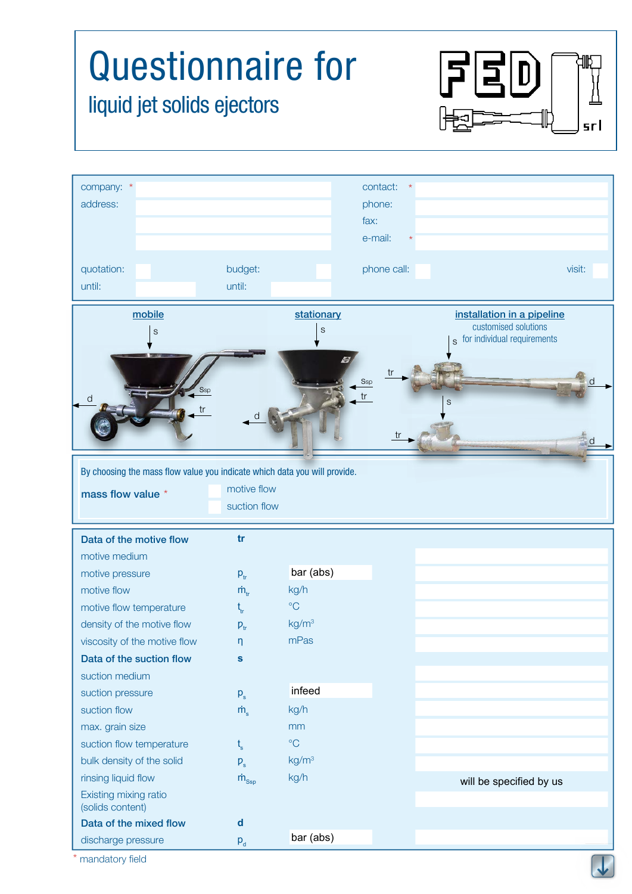# Questionnaire for

## liquid jet solids ejectors

FED srl

| | | | |
|---|---|---|---|
| company: * | | contact: * | |
| address: | | phone: | |
| | | fax: | |
| | | e-mail: * | |
| quotation: | budget: | phone call: | visit: |
| until: | until: | | |

**mobile** | **stationary** | **installation in a pipeline**

customised solutions for individual requirements

s, Ssp, tr, d

By choosing the mass flow value you indicate which data you will provide.

**mass flow value** *
- motive flow
- suction flow

| | | | |
|---|---|---|---|
| **Data of the motive flow** | **tr** | | |
| motive medium | | | |
| motive pressure | $p_{tr}$ | bar (abs) | |
| motive flow | $\dot{m}_{tr}$ | kg/h | |
| motive flow temperature | $t_{tr}$ | °C | |
| density of the motive flow | $\rho_{tr}$ | $kg/m^3$ | |
| viscosity of the motive flow | $\eta$ | mPas | |
| **Data of the suction flow** | **s** | | |
| suction medium | | | |
| suction pressure | $p_s$ | infeed | |
| suction flow | $\dot{m}_s$ | kg/h | |
| max. grain size | | mm | |
| suction flow temperature | $t_s$ | °C | |
| bulk density of the solid | $\rho_s$ | $kg/m^3$ | |
| rinsing liquid flow | $\dot{m}_{Ssp}$ | kg/h | will be specified by us |
| Existing mixing ratio (solids content) | | | |
| **Data of the mixed flow** | **d** | | |
| discharge pressure | $p_d$ | bar (abs) | |

\* mandatory field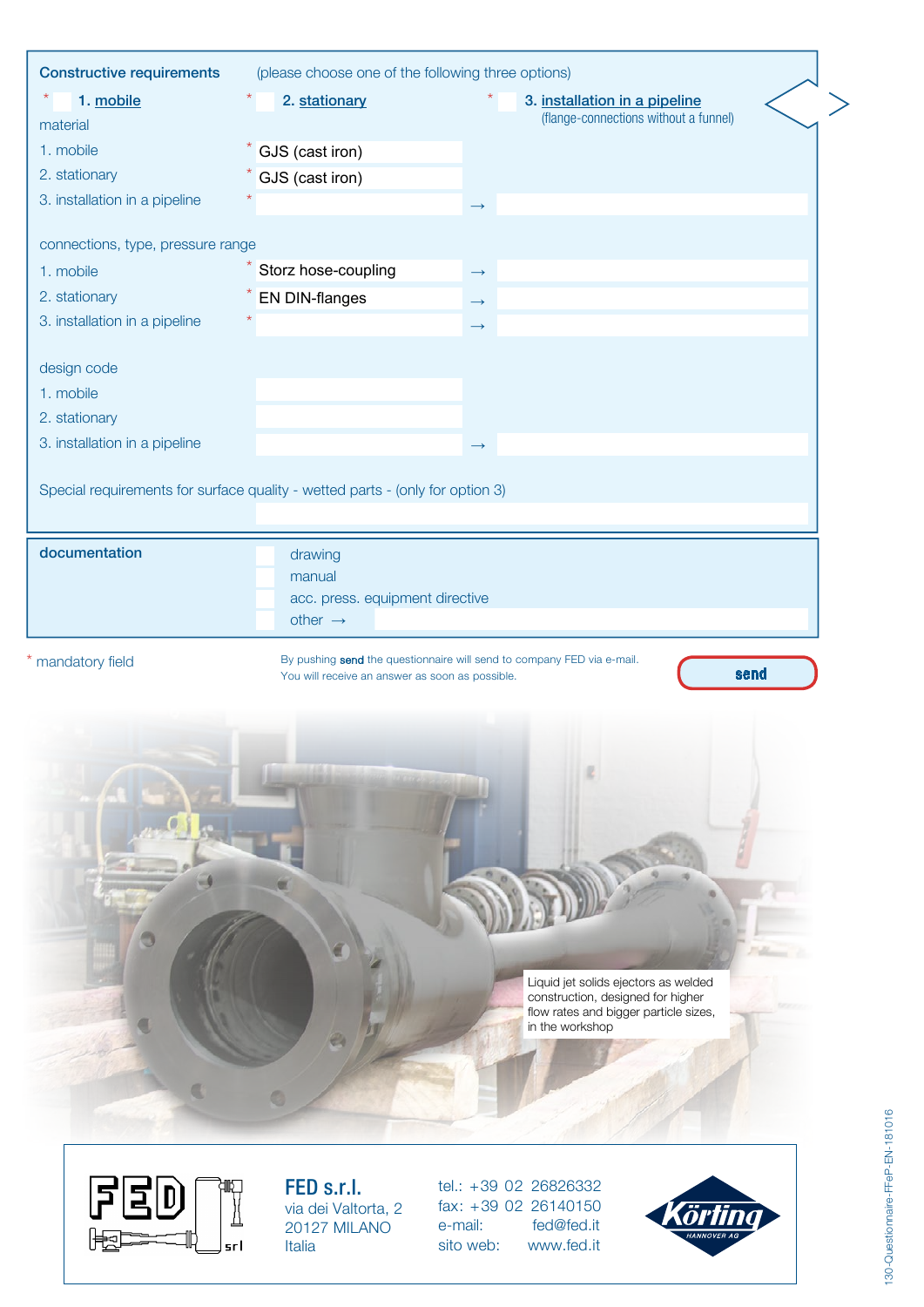## Constructive requirements

(please choose one of the following three options)

\* 1. mobile  \* 2. stationary  \* 3. installation in a pipeline (flange-connections without a funnel)

**material**

| | | | |
|---|---|---|---|
| 1. mobile | \* GJS (cast iron) | | |
| 2. stationary | \* GJS (cast iron) | | |
| 3. installation in a pipeline | \* | → | |

**connections, type, pressure range**

| | | | |
|---|---|---|---|
| 1. mobile | \* Storz hose-coupling | → | |
| 2. stationary | \* EN DIN-flanges | → | |
| 3. installation in a pipeline | \* | → | |

**design code**

| | | | |
|---|---|---|---|
| 1. mobile | | | |
| 2. stationary | | | |
| 3. installation in a pipeline | | → | |

Special requirements for surface quality - wetted parts - (only for option 3)

## documentation

- drawing
- manual
- acc. press. equipment directive
- other →

\* mandatory field

By pushing **send** the questionnaire will send to company FED via e-mail. You will receive an answer as soon as possible.

**send**

Liquid jet solids ejectors as welded construction, designed for higher flow rates and bigger particle sizes, in the workshop

**FED s.r.l.**
via dei Valtorta, 2
20127 MILANO
Italia

tel.: +39 02 26826332
fax: +39 02 26140150
e-mail: fed@fed.it
sito web: www.fed.it

Körting HANNOVER AG

130-Questionnaire-FFeP-EN-181016